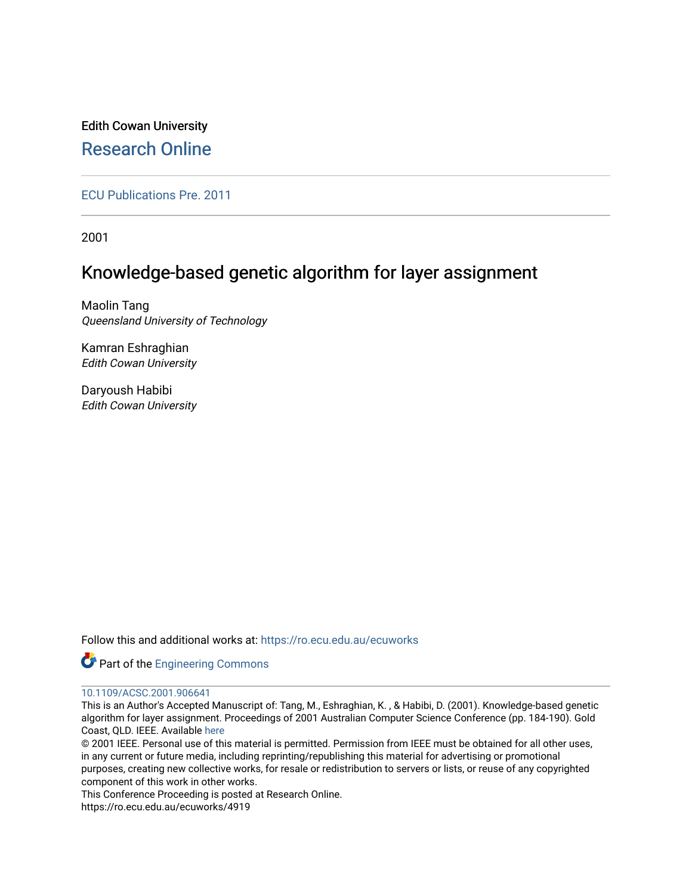Edith Cowan University

# Research Online

ECU Publications Pre. 2011

2001

## Knowledge-based genetic algorithm for layer assignment

Maolin Tang
*Queensland University of Technology*

Kamran Eshraghian
*Edith Cowan University*

Daryoush Habibi
*Edith Cowan University*

Follow this and additional works at: https://ro.ecu.edu.au/ecuworks

Part of the Engineering Commons

10.1109/ACSC.2001.906641

This is an Author's Accepted Manuscript of: Tang, M., Eshraghian, K. , & Habibi, D. (2001). Knowledge-based genetic algorithm for layer assignment. Proceedings of 2001 Australian Computer Science Conference (pp. 184-190). Gold Coast, QLD. IEEE. Available here

© 2001 IEEE. Personal use of this material is permitted. Permission from IEEE must be obtained for all other uses, in any current or future media, including reprinting/republishing this material for advertising or promotional purposes, creating new collective works, for resale or redistribution to servers or lists, or reuse of any copyrighted component of this work in other works.

This Conference Proceeding is posted at Research Online.
https://ro.ecu.edu.au/ecuworks/4919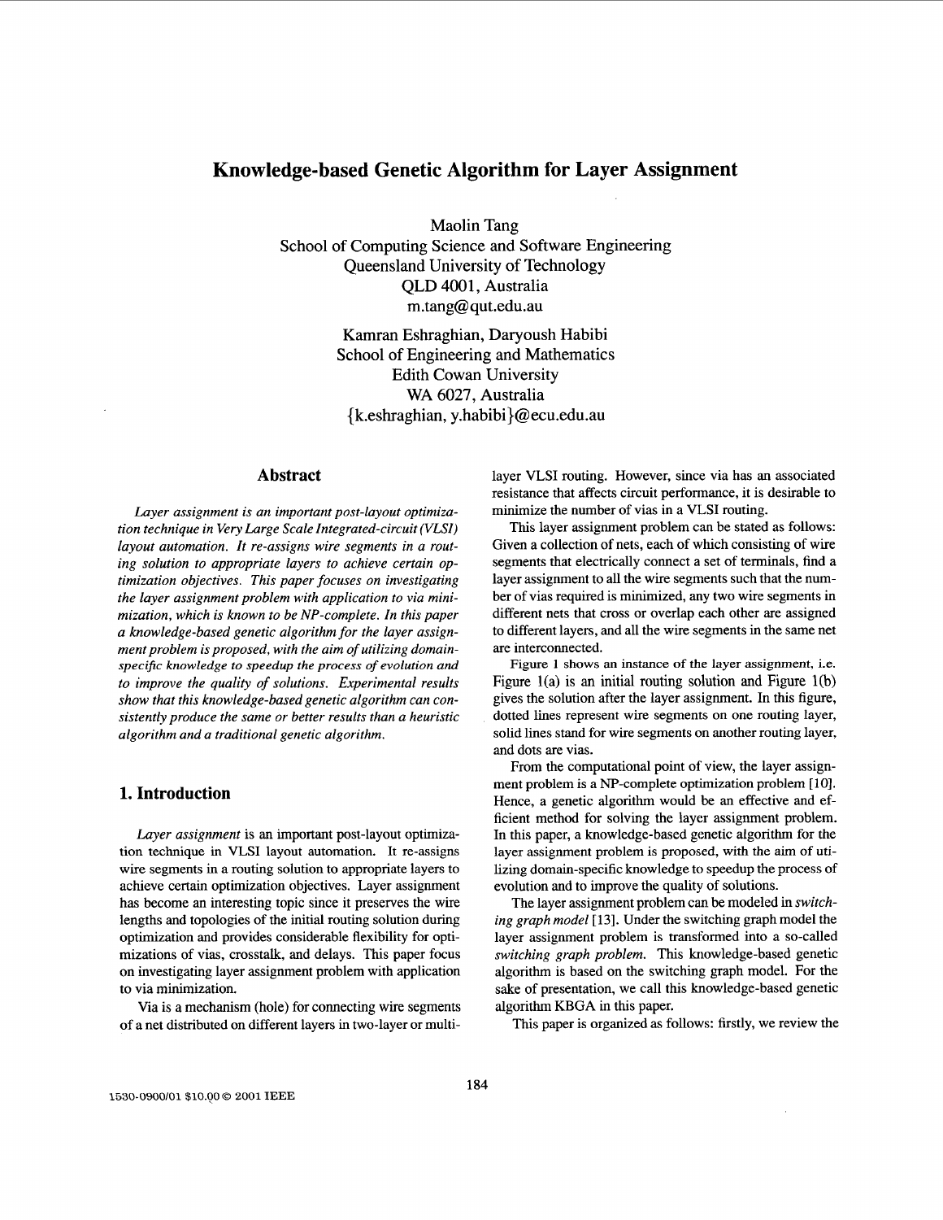# Knowledge-based Genetic Algorithm for Layer Assignment

Maolin Tang
School of Computing Science and Software Engineering
Queensland University of Technology
QLD 4001, Australia
m.tang@qut.edu.au

Kamran Eshraghian, Daryoush Habibi
School of Engineering and Mathematics
Edith Cowan University
WA 6027, Australia
{k.eshraghian, y.habibi}@ecu.edu.au

## Abstract

*Layer assignment is an important post-layout optimization technique in Very Large Scale Integrated-circuit (VLSI) layout automation. It re-assigns wire segments in a routing solution to appropriate layers to achieve certain optimization objectives. This paper focuses on investigating the layer assignment problem with application to via minimization, which is known to be NP-complete. In this paper a knowledge-based genetic algorithm for the layer assignment problem is proposed, with the aim of utilizing domain-specific knowledge to speedup the process of evolution and to improve the quality of solutions. Experimental results show that this knowledge-based genetic algorithm can consistently produce the same or better results than a heuristic algorithm and a traditional genetic algorithm.*

## 1. Introduction

*Layer assignment* is an important post-layout optimization technique in VLSI layout automation. It re-assigns wire segments in a routing solution to appropriate layers to achieve certain optimization objectives. Layer assignment has become an interesting topic since it preserves the wire lengths and topologies of the initial routing solution during optimization and provides considerable flexibility for optimizations of vias, crosstalk, and delays. This paper focus on investigating layer assignment problem with application to via minimization.

Via is a mechanism (hole) for connecting wire segments of a net distributed on different layers in two-layer or multi-layer VLSI routing. However, since via has an associated resistance that affects circuit performance, it is desirable to minimize the number of vias in a VLSI routing.

This layer assignment problem can be stated as follows: Given a collection of nets, each of which consisting of wire segments that electrically connect a set of terminals, find a layer assignment to all the wire segments such that the number of vias required is minimized, any two wire segments in different nets that cross or overlap each other are assigned to different layers, and all the wire segments in the same net are interconnected.

Figure 1 shows an instance of the layer assignment, i.e. Figure 1(a) is an initial routing solution and Figure 1(b) gives the solution after the layer assignment. In this figure, dotted lines represent wire segments on one routing layer, solid lines stand for wire segments on another routing layer, and dots are vias.

From the computational point of view, the layer assignment problem is a NP-complete optimization problem [10]. Hence, a genetic algorithm would be an effective and efficient method for solving the layer assignment problem. In this paper, a knowledge-based genetic algorithm for the layer assignment problem is proposed, with the aim of utilizing domain-specific knowledge to speedup the process of evolution and to improve the quality of solutions.

The layer assignment problem can be modeled in *switching graph model* [13]. Under the switching graph model the layer assignment problem is transformed into a so-called *switching graph problem*. This knowledge-based genetic algorithm is based on the switching graph model. For the sake of presentation, we call this knowledge-based genetic algorithm KBGA in this paper.

This paper is organized as follows: firstly, we review the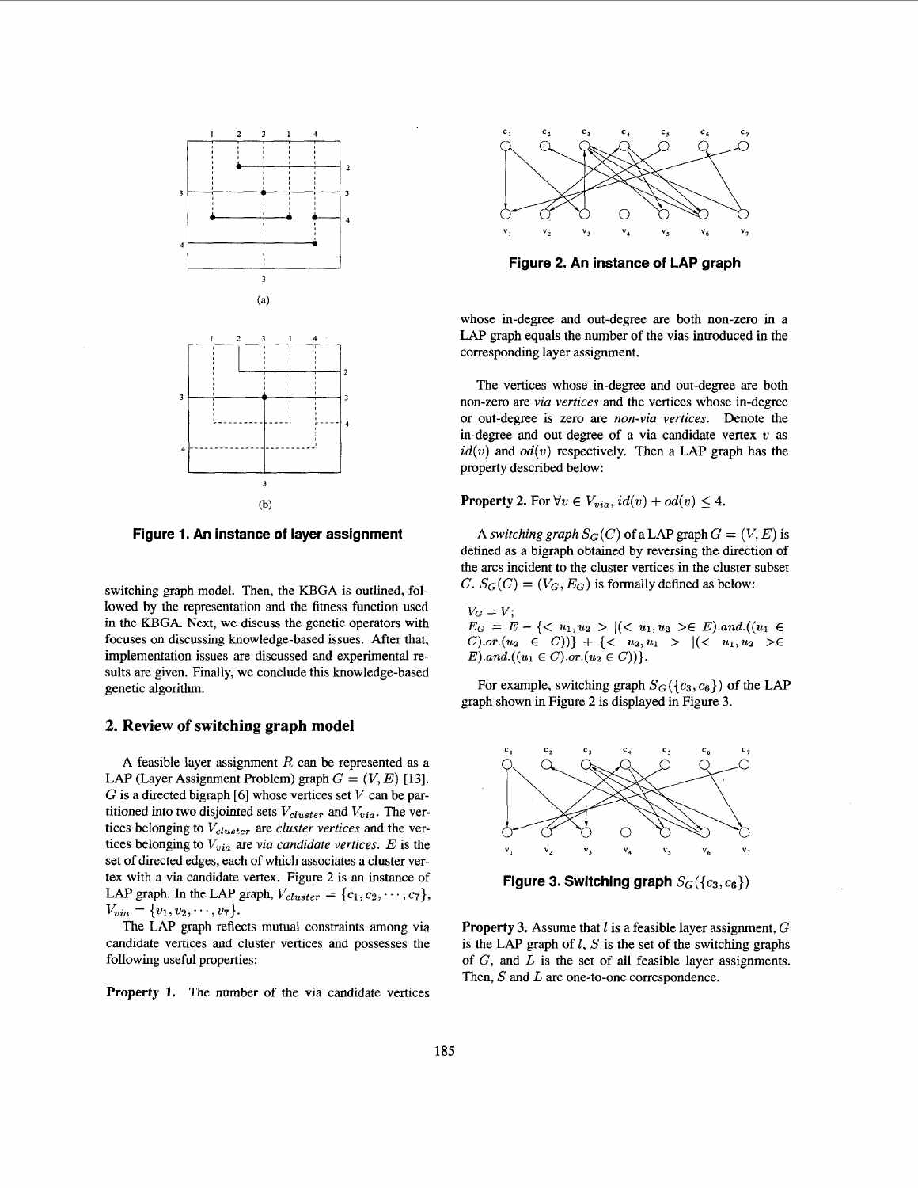Figure 1. An instance of layer assignment

switching graph model. Then, the KBGA is outlined, followed by the representation and the fitness function used in the KBGA. Next, we discuss the genetic operators with focuses on discussing knowledge-based issues. After that, implementation issues are discussed and experimental results are given. Finally, we conclude this knowledge-based genetic algorithm.

## 2. Review of switching graph model

A feasible layer assignment $R$ can be represented as a LAP (Layer Assignment Problem) graph $G = (V, E)$ [13]. $G$ is a directed bigraph [6] whose vertices set $V$ can be partitioned into two disjointed sets $V_{cluster}$ and $V_{via}$. The vertices belonging to $V_{cluster}$ are *cluster vertices* and the vertices belonging to $V_{via}$ are *via candidate vertices*. $E$ is the set of directed edges, each of which associates a cluster vertex with a via candidate vertex. Figure 2 is an instance of LAP graph. In the LAP graph, $V_{cluster} = \{c_1, c_2, \cdots, c_7\}$, $V_{via} = \{v_1, v_2, \cdots, v_7\}$.

The LAP graph reflects mutual constraints among via candidate vertices and cluster vertices and possesses the following useful properties:

**Property 1.** The number of the via candidate vertices whose in-degree and out-degree are both non-zero in a LAP graph equals the number of the vias introduced in the corresponding layer assignment.

Figure 2. An instance of LAP graph

The vertices whose in-degree and out-degree are both non-zero are *via vertices* and the vertices whose in-degree or out-degree is zero are *non-via vertices*. Denote the in-degree and out-degree of a via candidate vertex $v$ as $id(v)$ and $od(v)$ respectively. Then a LAP graph has the property described below:

**Property 2.** For $\forall v \in V_{via}$, $id(v) + od(v) \leq 4$.

A *switching graph* $S_G(C)$ of a LAP graph $G = (V, E)$ is defined as a bigraph obtained by reversing the direction of the arcs incident to the cluster vertices in the cluster subset $C$. $S_G(C) = (V_G, E_G)$ is formally defined as below:

$V_G = V$;
$E_G = E - \{<u_1, u_2> |(<u_1, u_2> \in E).and.((u_1 \in C).or.(u_2 \in C))\} + \{<u_2, u_1> |(<u_1, u_2> \in E).and.((u_1 \in C).or.(u_2 \in C))\}$.

For example, switching graph $S_G(\{c_3, c_6\})$ of the LAP graph shown in Figure 2 is displayed in Figure 3.

Figure 3. Switching graph $S_G(\{c_3, c_6\})$

**Property 3.** Assume that $l$ is a feasible layer assignment, $G$ is the LAP graph of $l$, $S$ is the set of the switching graphs of $G$, and $L$ is the set of all feasible layer assignments. Then, $S$ and $L$ are one-to-one correspondence.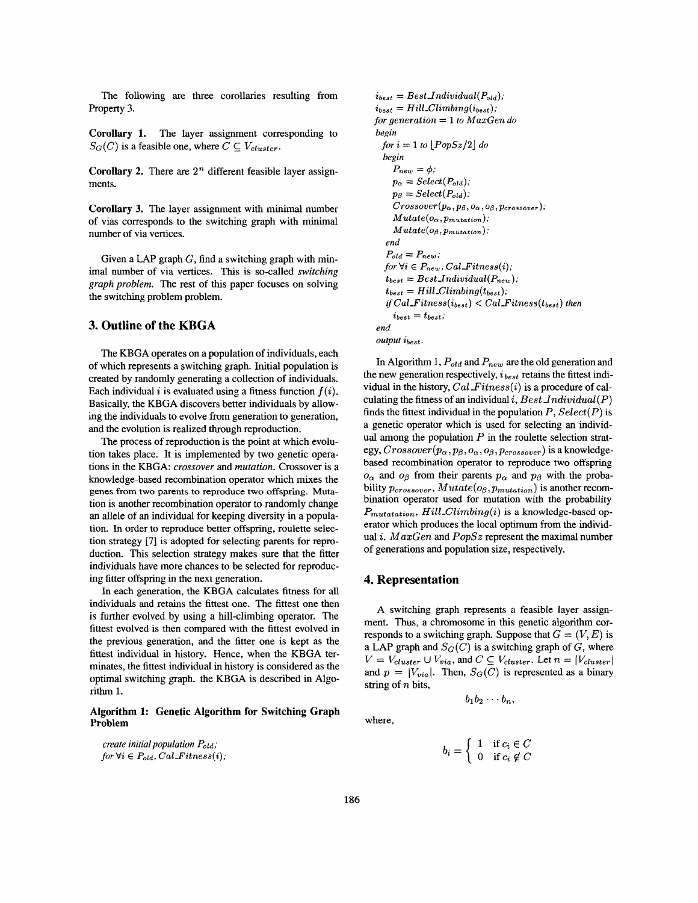The following are three corollaries resulting from Property 3.

**Corollary 1.** The layer assignment corresponding to $S_G(C)$ is a feasible one, where $C \subseteq V_{cluster}$.

**Corollary 2.** There are $2^n$ different feasible layer assignments.

**Corollary 3.** The layer assignment with minimal number of vias corresponds to the switching graph with minimal number of via vertices.

Given a LAP graph $G$, find a switching graph with minimal number of via vertices. This is so-called *switching graph problem*. The rest of this paper focuses on solving the switching problem problem.

## 3. Outline of the KBGA

The KBGA operates on a population of individuals, each of which represents a switching graph. Initial population is created by randomly generating a collection of individuals. Each individual $i$ is evaluated using a fitness function $f(i)$. Basically, the KBGA discovers better individuals by allowing the individuals to evolve from generation to generation, and the evolution is realized through reproduction.

The process of reproduction is the point at which evolution takes place. It is implemented by two genetic operations in the KBGA: *crossover* and *mutation*. Crossover is a knowledge-based recombination operator which mixes the genes from two parents to reproduce two offspring. Mutation is another recombination operator to randomly change an allele of an individual for keeping diversity in a population. In order to reproduce better offspring, roulette selection strategy [7] is adopted for selecting parents for reproduction. This selection strategy makes sure that the fitter individuals have more chances to be selected for reproducing fitter offspring in the next generation.

In each generation, the KBGA calculates fitness for all individuals and retains the fittest one. The fittest one then is further evolved by using a hill-climbing operator. The fittest evolved is then compared with the fittest evolved in the previous generation, and the fitter one is kept as the fittest individual in history. Hence, when the KBGA terminates, the fittest individual in history is considered as the optimal switching graph. the KBGA is described in Algorithm 1.

**Algorithm 1: Genetic Algorithm for Switching Graph Problem**

*create initial population* $P_{old}$;
*for* $\forall i \in P_{old}$, $Cal\_Fitness(i)$;
$i_{best} = Best\_Individual(P_{old})$;
$i_{best} = Hill\_Climbing(i_{best})$;
*for generation* $= 1$ *to* $MaxGen$ *do*
*begin*
  *for* $i = 1$ *to* $\lfloor PopSz/2 \rfloor$ *do*
  *begin*
    $P_{new} = \phi$;
    $p_\alpha = Select(P_{old})$;
    $p_\beta = Select(P_{old})$;
    $Crossover(p_\alpha, p_\beta, o_\alpha, o_\beta, p_{crossover})$;
    $Mutate(o_\alpha, p_{mutation})$;
    $Mutate(o_\beta, p_{mutation})$;
  *end*
  $P_{old} = P_{new}$;
  *for* $\forall i \in P_{new}$, $Cal\_Fitness(i)$;
  $t_{best} = Best\_Individual(P_{new})$;
  $t_{best} = Hill\_Climbing(t_{best})$;
  *if* $Cal\_Fitness(i_{best}) < Cal\_Fitness(t_{best})$ *then*
    $i_{best} = t_{best}$;
*end*
*output* $i_{best}$.

In Algorithm 1, $P_{old}$ and $P_{new}$ are the old generation and the new generation respectively, $i_{best}$ retains the fittest individual in the history, $Cal\_Fitness(i)$ is a procedure of calculating the fitness of an individual $i$, $Best\_Individual(P)$ finds the fittest individual in the population $P$, $Select(P)$ is a genetic operator which is used for selecting an individual among the population $P$ in the roulette selection strategy, $Crossover(p_\alpha, p_\beta, o_\alpha, o_\beta, p_{crossover})$ is a knowledge-based recombination operator to reproduce two offspring $o_\alpha$ and $o_\beta$ from their parents $p_\alpha$ and $p_\beta$ with the probability $p_{crossover}$, $Mutate(o_\beta, p_{mutation})$ is another recombination operator used for mutation with the probability $P_{mutatation}$, $Hill\_Climbing(i)$ is a knowledge-based operator which produces the local optimum from the individual $i$. $MaxGen$ and $PopSz$ represent the maximal number of generations and population size, respectively.

## 4. Representation

A switching graph represents a feasible layer assignment. Thus, a chromosome in this genetic algorithm corresponds to a switching graph. Suppose that $G = (V, E)$ is a LAP graph and $S_G(C)$ is a switching graph of $G$, where $V = V_{cluster} \cup V_{via}$, and $C \subseteq V_{cluster}$. Let $n = |V_{cluster}|$ and $p = |V_{via}|$. Then, $S_G(C)$ is represented as a binary string of $n$ bits,

$$b_1 b_2 \cdots b_n,$$

where,

$$b_i = \begin{cases} 1 & \text{if } c_i \in C \\ 0 & \text{if } c_i \notin C \end{cases}$$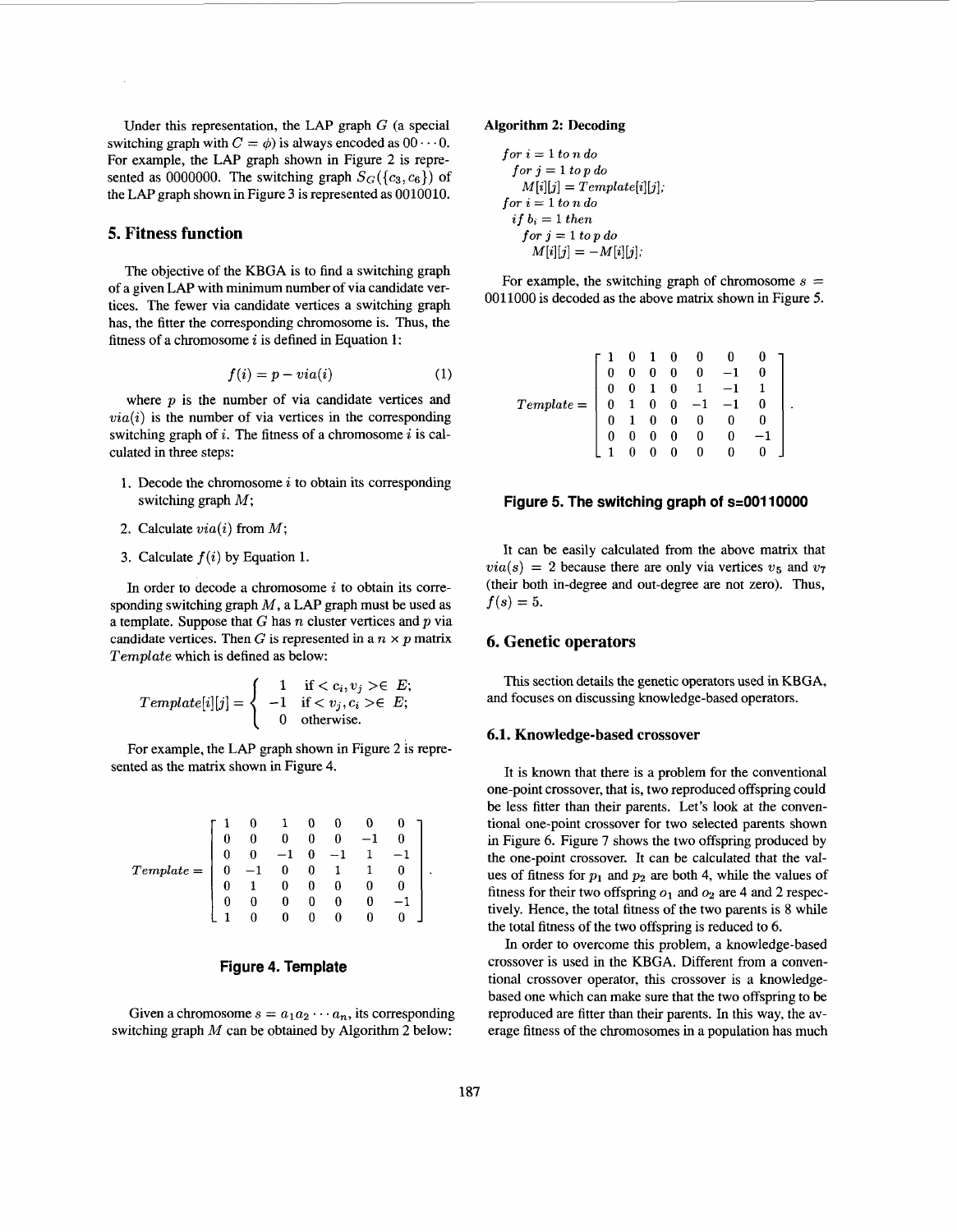Under this representation, the LAP graph $G$ (a special switching graph with $C = \phi$) is always encoded as $00 \cdots 0$. For example, the LAP graph shown in Figure 2 is represented as 0000000. The switching graph $S_G(\{c_3, c_6\})$ of the LAP graph shown in Figure 3 is represented as 0010010.

## 5. Fitness function

The objective of the KBGA is to find a switching graph of a given LAP with minimum number of via candidate vertices. The fewer via candidate vertices a switching graph has, the fitter the corresponding chromosome is. Thus, the fitness of a chromosome $i$ is defined in Equation 1:

$$f(i) = p - via(i) \tag{1}$$

where $p$ is the number of via candidate vertices and $via(i)$ is the number of via vertices in the corresponding switching graph of $i$. The fitness of a chromosome $i$ is calculated in three steps:

1. Decode the chromosome $i$ to obtain its corresponding switching graph $M$;
2. Calculate $via(i)$ from $M$;
3. Calculate $f(i)$ by Equation 1.

In order to decode a chromosome $i$ to obtain its corresponding switching graph $M$, a LAP graph must be used as a template. Suppose that $G$ has $n$ cluster vertices and $p$ via candidate vertices. Then $G$ is represented in a $n \times p$ matrix $Template$ which is defined as below:

$$Template[i][j] = \begin{cases} 1 & \text{if } <c_i, v_j> \in E; \\ -1 & \text{if } <v_j, c_i> \in E; \\ 0 & \text{otherwise.} \end{cases}$$

For example, the LAP graph shown in Figure 2 is represented as the matrix shown in Figure 4.

$$Template = \begin{bmatrix} 1 & 0 & 1 & 0 & 0 & 0 & 0 \\ 0 & 0 & 0 & 0 & 0 & -1 & 0 \\ 0 & 0 & -1 & 0 & -1 & 1 & -1 \\ 0 & -1 & 0 & 0 & 1 & 1 & 0 \\ 0 & 1 & 0 & 0 & 0 & 0 & 0 \\ 0 & 0 & 0 & 0 & 0 & 0 & -1 \\ 1 & 0 & 0 & 0 & 0 & 0 & 0 \end{bmatrix}.$$

**Figure 4. Template**

Given a chromosome $s = a_1 a_2 \cdots a_n$, its corresponding switching graph $M$ can be obtained by Algorithm 2 below:

**Algorithm 2: Decoding**

```
for i = 1 to n do
  for j = 1 to p do
    M[i][j] = Template[i][j];
for i = 1 to n do
  if b_i = 1 then
    for j = 1 to p do
      M[i][j] = -M[i][j];
```

For example, the switching graph of chromosome $s = 0011000$ is decoded as the above matrix shown in Figure 5.

$$Template = \begin{bmatrix} 1 & 0 & 1 & 0 & 0 & 0 & 0 \\ 0 & 0 & 0 & 0 & 0 & -1 & 0 \\ 0 & 0 & 1 & 0 & 1 & -1 & 1 \\ 0 & 1 & 0 & 0 & -1 & -1 & 0 \\ 0 & 1 & 0 & 0 & 0 & 0 & 0 \\ 0 & 0 & 0 & 0 & 0 & 0 & -1 \\ 1 & 0 & 0 & 0 & 0 & 0 & 0 \end{bmatrix}.$$

**Figure 5. The switching graph of s=00110000**

It can be easily calculated from the above matrix that $via(s) = 2$ because there are only via vertices $v_5$ and $v_7$ (their both in-degree and out-degree are not zero). Thus, $f(s) = 5$.

## 6. Genetic operators

This section details the genetic operators used in KBGA, and focuses on discussing knowledge-based operators.

### 6.1. Knowledge-based crossover

It is known that there is a problem for the conventional one-point crossover, that is, two reproduced offspring could be less fitter than their parents. Let's look at the conventional one-point crossover for two selected parents shown in Figure 6. Figure 7 shows the two offspring produced by the one-point crossover. It can be calculated that the values of fitness for $p_1$ and $p_2$ are both 4, while the values of fitness for their two offspring $o_1$ and $o_2$ are 4 and 2 respectively. Hence, the total fitness of the two parents is 8 while the total fitness of the two offspring is reduced to 6.

In order to overcome this problem, a knowledge-based crossover is used in the KBGA. Different from a conventional crossover operator, this crossover is a knowledge-based one which can make sure that the two offspring to be reproduced are fitter than their parents. In this way, the average fitness of the chromosomes in a population has much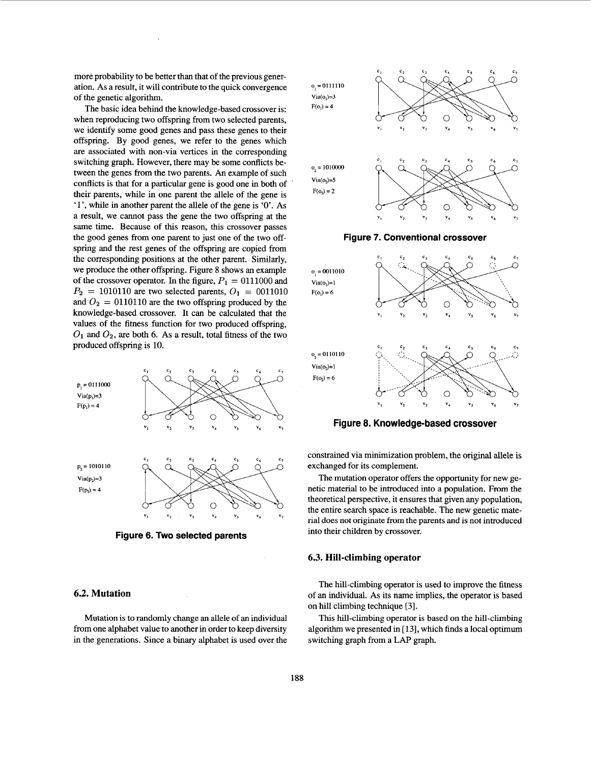more probability to be better than that of the previous generation. As a result, it will contribute to the quick convergence of the genetic algorithm.

The basic idea behind the knowledge-based crossover is: when reproducing two offspring from two selected parents, we identify some good genes and pass these genes to their offspring. By good genes, we refer to the genes which are associated with non-via vertices in the corresponding switching graph. However, there may be some conflicts between the genes from the two parents. An example of such conflicts is that for a particular gene is good one in both of their parents, while in one parent the allele of the gene is '1', while in another parent the allele of the gene is '0'. As a result, we cannot pass the gene the two offspring at the same time. Because of this reason, this crossover passes the good genes from one parent to just one of the two offspring and the rest genes of the offspring are copied from the corresponding positions at the other parent. Similarly, we produce the other offspring. Figure 8 shows an example of the crossover operator. In the figure, $P_1 = 0111000$ and $P_2 = 1010110$ are two selected parents, $O_1 = 0011010$ and $O_2 = 0110110$ are the two offspring produced by the knowledge-based crossover. It can be calculated that the values of the fitness function for two produced offspring, $O_1$ and $O_2$, are both 6. As a result, total fitness of the two produced offspring is 10.

**Figure 6. Two selected parents**

**Figure 7. Conventional crossover**

**Figure 8. Knowledge-based crossover**

## 6.2. Mutation

Mutation is to randomly change an allele of an individual from one alphabet value to another in order to keep diversity in the generations. Since a binary alphabet is used over the constrained via minimization problem, the original allele is exchanged for its complement.

The mutation operator offers the opportunity for new genetic material to be introduced into a population. From the theoretical perspective, it ensures that given any population, the entire search space is reachable. The new genetic material does not originate from the parents and is not introduced into their children by crossover.

## 6.3. Hill-climbing operator

The hill-climbing operator is used to improve the fitness of an individual. As its name implies, the operator is based on hill climbing technique [3].

This hill-climbing operator is based on the hill-climbing algorithm we presented in [13], which finds a local optimum switching graph from a LAP graph.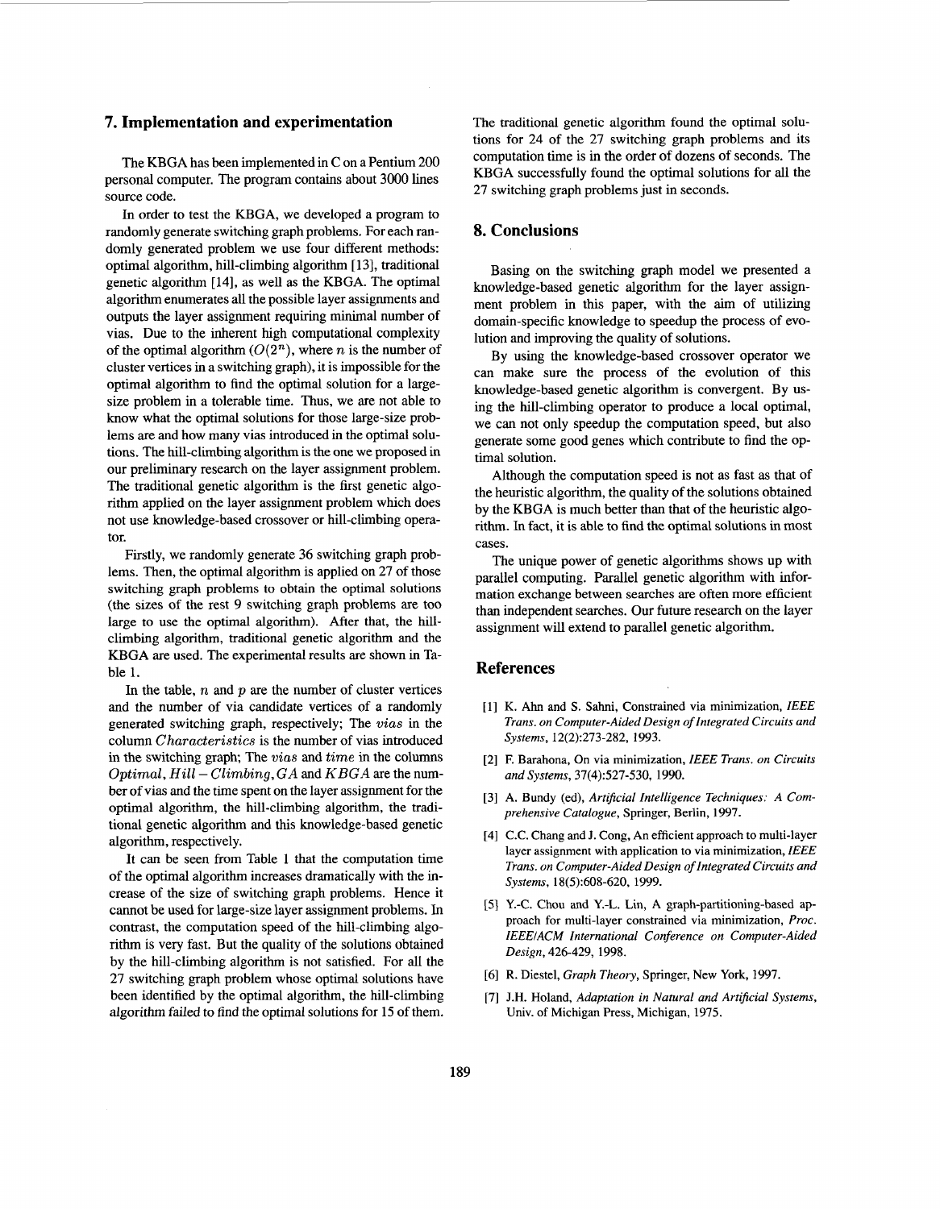## 7. Implementation and experimentation

The KBGA has been implemented in C on a Pentium 200 personal computer. The program contains about 3000 lines source code.

In order to test the KBGA, we developed a program to randomly generate switching graph problems. For each randomly generated problem we use four different methods: optimal algorithm, hill-climbing algorithm [13], traditional genetic algorithm [14], as well as the KBGA. The optimal algorithm enumerates all the possible layer assignments and outputs the layer assignment requiring minimal number of vias. Due to the inherent high computational complexity of the optimal algorithm ($O(2^n)$, where $n$ is the number of cluster vertices in a switching graph), it is impossible for the optimal algorithm to find the optimal solution for a large-size problem in a tolerable time. Thus, we are not able to know what the optimal solutions for those large-size problems are and how many vias introduced in the optimal solutions. The hill-climbing algorithm is the one we proposed in our preliminary research on the layer assignment problem. The traditional genetic algorithm is the first genetic algorithm applied on the layer assignment problem which does not use knowledge-based crossover or hill-climbing operator.

Firstly, we randomly generate 36 switching graph problems. Then, the optimal algorithm is applied on 27 of those switching graph problems to obtain the optimal solutions (the sizes of the rest 9 switching graph problems are too large to use the optimal algorithm). After that, the hill-climbing algorithm, traditional genetic algorithm and the KBGA are used. The experimental results are shown in Table 1.

In the table, $n$ and $p$ are the number of cluster vertices and the number of via candidate vertices of a randomly generated switching graph, respectively; The $vias$ in the column $Characteristics$ is the number of vias introduced in the switching graph; The $vias$ and $time$ in the columns $Optimal$, $Hill-Climbing$, $GA$ and $KBGA$ are the number of vias and the time spent on the layer assignment for the optimal algorithm, the hill-climbing algorithm, the traditional genetic algorithm and this knowledge-based genetic algorithm, respectively.

It can be seen from Table 1 that the computation time of the optimal algorithm increases dramatically with the increase of the size of switching graph problems. Hence it cannot be used for large-size layer assignment problems. In contrast, the computation speed of the hill-climbing algorithm is very fast. But the quality of the solutions obtained by the hill-climbing algorithm is not satisfied. For all the 27 switching graph problem whose optimal solutions have been identified by the optimal algorithm, the hill-climbing algorithm failed to find the optimal solutions for 15 of them. The traditional genetic algorithm found the optimal solutions for 24 of the 27 switching graph problems and its computation time is in the order of dozens of seconds. The KBGA successfully found the optimal solutions for all the 27 switching graph problems just in seconds.

## 8. Conclusions

Basing on the switching graph model we presented a knowledge-based genetic algorithm for the layer assignment problem in this paper, with the aim of utilizing domain-specific knowledge to speedup the process of evolution and improving the quality of solutions.

By using the knowledge-based crossover operator we can make sure the process of the evolution of this knowledge-based genetic algorithm is convergent. By using the hill-climbing operator to produce a local optimal, we can not only speedup the computation speed, but also generate some good genes which contribute to find the optimal solution.

Although the computation speed is not as fast as that of the heuristic algorithm, the quality of the solutions obtained by the KBGA is much better than that of the heuristic algorithm. In fact, it is able to find the optimal solutions in most cases.

The unique power of genetic algorithms shows up with parallel computing. Parallel genetic algorithm with information exchange between searches are often more efficient than independent searches. Our future research on the layer assignment will extend to parallel genetic algorithm.

## References

[1] K. Ahn and S. Sahni, Constrained via minimization, *IEEE Trans. on Computer-Aided Design of Integrated Circuits and Systems*, 12(2):273-282, 1993.

[2] F. Barahona, On via minimization, *IEEE Trans. on Circuits and Systems*, 37(4):527-530, 1990.

[3] A. Bundy (ed), *Artificial Intelligence Techniques: A Comprehensive Catalogue*, Springer, Berlin, 1997.

[4] C.C. Chang and J. Cong, An efficient approach to multi-layer layer assignment with application to via minimization, *IEEE Trans. on Computer-Aided Design of Integrated Circuits and Systems*, 18(5):608-620, 1999.

[5] Y.-C. Chou and Y.-L. Lin, A graph-partitioning-based approach for multi-layer constrained via minimization, *Proc. IEEE/ACM International Conference on Computer-Aided Design*, 426-429, 1998.

[6] R. Diestel, *Graph Theory*, Springer, New York, 1997.

[7] J.H. Holand, *Adaptation in Natural and Artificial Systems*, Univ. of Michigan Press, Michigan, 1975.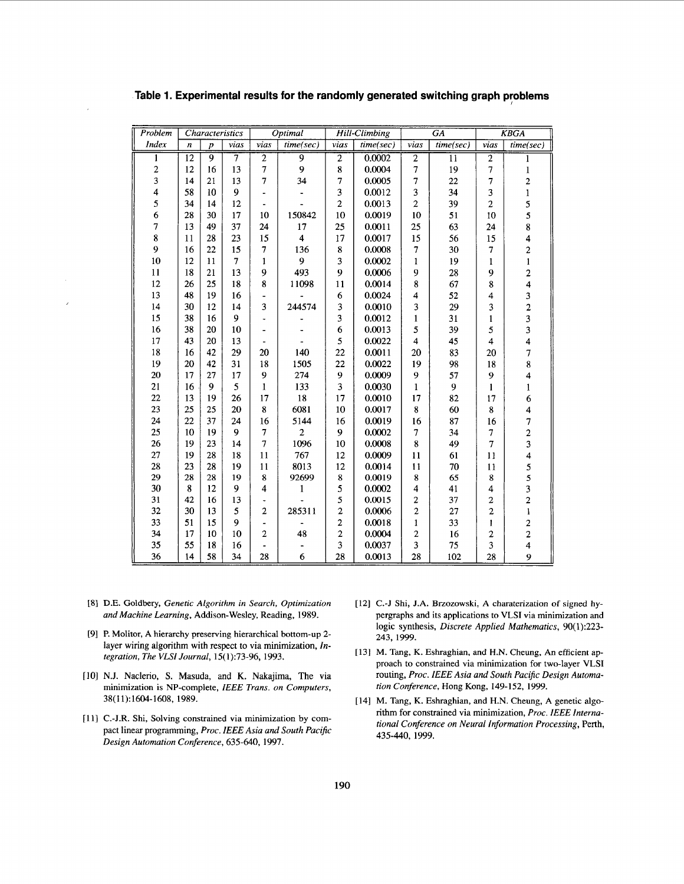**Table 1. Experimental results for the randomly generated switching graph problems**

| *Problem* | *Characteristics* | | | *Optimal* | | *Hill-Climbing* | | *GA* | | *KBGA* | |
|---|---|---|---|---|---|---|---|---|---|---|---|
| *Index* | *n* | *p* | *vias* | *vias* | *time(sec)* | *vias* | *time(sec)* | *vias* | *time(sec)* | *vias* | *time(sec)* |
| 1 | 12 | 9 | 7 | 2 | 9 | 2 | 0.0002 | 2 | 11 | 2 | 1 |
| 2 | 12 | 16 | 13 | 7 | 9 | 8 | 0.0004 | 7 | 19 | 7 | 1 |
| 3 | 14 | 21 | 13 | 7 | 34 | 7 | 0.0005 | 7 | 22 | 7 | 2 |
| 4 | 58 | 10 | 9 | - | - | 3 | 0.0012 | 3 | 34 | 3 | 1 |
| 5 | 34 | 14 | 12 | - | - | 2 | 0.0013 | 2 | 39 | 2 | 5 |
| 6 | 28 | 30 | 17 | 10 | 150842 | 10 | 0.0019 | 10 | 51 | 10 | 5 |
| 7 | 13 | 49 | 37 | 24 | 17 | 25 | 0.0011 | 25 | 63 | 24 | 8 |
| 8 | 11 | 28 | 23 | 15 | 4 | 17 | 0.0017 | 15 | 56 | 15 | 4 |
| 9 | 16 | 22 | 15 | 7 | 136 | 8 | 0.0008 | 7 | 30 | 7 | 2 |
| 10 | 12 | 11 | 7 | 1 | 9 | 3 | 0.0002 | 1 | 19 | 1 | 1 |
| 11 | 18 | 21 | 13 | 9 | 493 | 9 | 0.0006 | 9 | 28 | 9 | 2 |
| 12 | 26 | 25 | 18 | 8 | 11098 | 11 | 0.0014 | 8 | 67 | 8 | 4 |
| 13 | 48 | 19 | 16 | - | - | 6 | 0.0024 | 4 | 52 | 4 | 3 |
| 14 | 30 | 12 | 14 | 3 | 244574 | 3 | 0.0010 | 3 | 29 | 3 | 2 |
| 15 | 38 | 16 | 9 | - | - | 3 | 0.0012 | 1 | 31 | 1 | 3 |
| 16 | 38 | 20 | 10 | - | - | 6 | 0.0013 | 5 | 39 | 5 | 3 |
| 17 | 43 | 20 | 13 | - | - | 5 | 0.0022 | 4 | 45 | 4 | 4 |
| 18 | 16 | 42 | 29 | 20 | 140 | 22 | 0.0011 | 20 | 83 | 20 | 7 |
| 19 | 20 | 42 | 31 | 18 | 1505 | 22 | 0.0022 | 19 | 98 | 18 | 8 |
| 20 | 17 | 27 | 17 | 9 | 274 | 9 | 0.0009 | 9 | 57 | 9 | 4 |
| 21 | 16 | 9 | 5 | 1 | 133 | 3 | 0.0030 | 1 | 9 | 1 | 1 |
| 22 | 13 | 19 | 26 | 17 | 18 | 17 | 0.0010 | 17 | 82 | 17 | 6 |
| 23 | 25 | 25 | 20 | 8 | 6081 | 10 | 0.0017 | 8 | 60 | 8 | 4 |
| 24 | 22 | 37 | 24 | 16 | 5144 | 16 | 0.0019 | 16 | 87 | 16 | 7 |
| 25 | 10 | 19 | 9 | 7 | 2 | 9 | 0.0002 | 7 | 34 | 7 | 2 |
| 26 | 19 | 23 | 14 | 7 | 1096 | 10 | 0.0008 | 8 | 49 | 7 | 3 |
| 27 | 19 | 28 | 18 | 11 | 767 | 12 | 0.0009 | 11 | 61 | 11 | 4 |
| 28 | 23 | 28 | 19 | 11 | 8013 | 12 | 0.0014 | 11 | 70 | 11 | 5 |
| 29 | 28 | 28 | 19 | 8 | 92699 | 8 | 0.0019 | 8 | 65 | 8 | 5 |
| 30 | 8 | 12 | 9 | 4 | 1 | 5 | 0.0002 | 4 | 41 | 4 | 3 |
| 31 | 42 | 16 | 13 | - | - | 5 | 0.0015 | 2 | 37 | 2 | 2 |
| 32 | 30 | 13 | 5 | 2 | 285311 | 2 | 0.0006 | 2 | 27 | 2 | 1 |
| 33 | 51 | 15 | 9 | - | - | 2 | 0.0018 | 1 | 33 | 1 | 2 |
| 34 | 17 | 10 | 10 | 2 | 48 | 2 | 0.0004 | 2 | 16 | 2 | 2 |
| 35 | 55 | 18 | 16 | - | - | 3 | 0.0037 | 3 | 75 | 3 | 4 |
| 36 | 14 | 58 | 34 | 28 | 6 | 28 | 0.0013 | 28 | 102 | 28 | 9 |

[8] D.E. Goldbery, *Genetic Algorithm in Search, Optimization and Machine Learning*, Addison-Wesley, Reading, 1989.

[9] P. Molitor, A hierarchy preserving hierarchical bottom-up 2-layer wiring algorithm with respect to via minimization, *Integration, The VLSI Journal*, 15(1):73-96, 1993.

[10] N.J. Naclerio, S. Masuda, and K. Nakajima, The via minimization is NP-complete, *IEEE Trans. on Computers*, 38(11):1604-1608, 1989.

[11] C.-J.R. Shi, Solving constrained via minimization by compact linear programming, *Proc. IEEE Asia and South Pacific Design Automation Conference*, 635-640, 1997.

[12] C.-J Shi, J.A. Brzozowski, A charaterization of signed hypergraphs and its applications to VLSI via minimization and logic synthesis, *Discrete Applied Mathematics*, 90(1):223-243, 1999.

[13] M. Tang, K. Eshraghian, and H.N. Cheung, An efficient approach to constrained via minimization for two-layer VLSI routing, *Proc. IEEE Asia and South Pacific Design Automation Conference*, Hong Kong, 149-152, 1999.

[14] M. Tang, K. Eshraghian, and H.N. Cheung, A genetic algorithm for constrained via minimization, *Proc. IEEE International Conference on Neural Information Processing*, Perth, 435-440, 1999.